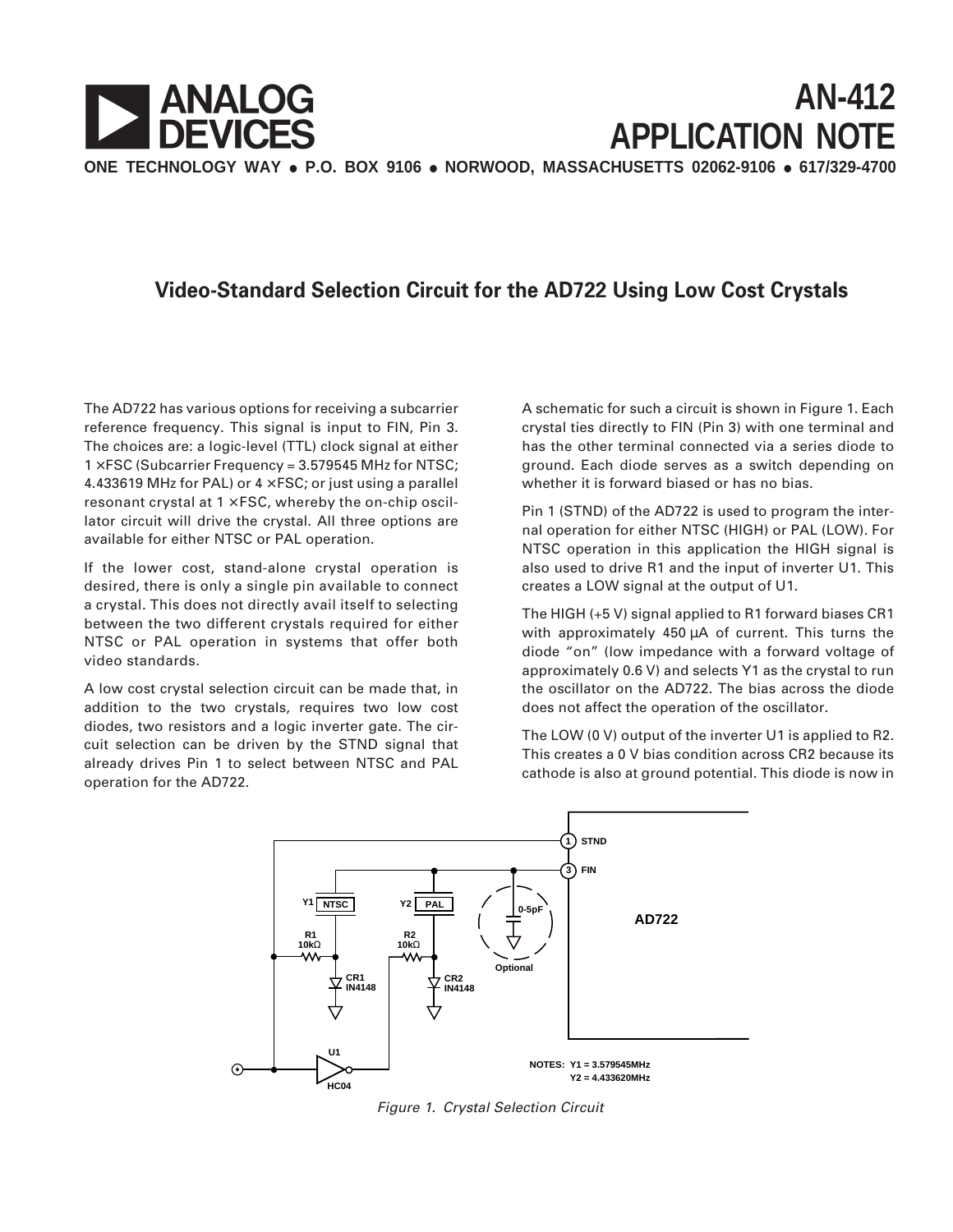ANALOG DEVICES

# AN-412 APPLICATION NOTE

ONE TECHNOLOGY WAY • P.O. BOX 9106 • NORWOOD, MASSACHUSETTS 02062-9106 • 617/329-4700

## Video-Standard Selection Circuit for the AD722 Using Low Cost Crystals

The AD722 has various options for receiving a subcarrier reference frequency. This signal is input to FIN, Pin 3. The choices are: a logic-level (TTL) clock signal at either 1 ×FSC (Subcarrier Frequency = 3.579545 MHz for NTSC; 4.433619 MHz for PAL) or 4 ×FSC; or just using a parallel resonant crystal at 1 ×FSC, whereby the on-chip oscillator circuit will drive the crystal. All three options are available for either NTSC or PAL operation.

If the lower cost, stand-alone crystal operation is desired, there is only a single pin available to connect a crystal. This does not directly avail itself to selecting between the two different crystals required for either NTSC or PAL operation in systems that offer both video standards.

A low cost crystal selection circuit can be made that, in addition to the two crystals, requires two low cost diodes, two resistors and a logic inverter gate. The circuit selection can be driven by the STND signal that already drives Pin 1 to select between NTSC and PAL operation for the AD722.

A schematic for such a circuit is shown in Figure 1. Each crystal ties directly to FIN (Pin 3) with one terminal and has the other terminal connected via a series diode to ground. Each diode serves as a switch depending on whether it is forward biased or has no bias.

Pin 1 (STND) of the AD722 is used to program the internal operation for either NTSC (HIGH) or PAL (LOW). For NTSC operation in this application the HIGH signal is also used to drive R1 and the input of inverter U1. This creates a LOW signal at the output of U1.

The HIGH (+5 V) signal applied to R1 forward biases CR1 with approximately 450 µA of current. This turns the diode "on" (low impedance with a forward voltage of approximately 0.6 V) and selects Y1 as the crystal to run the oscillator on the AD722. The bias across the diode does not affect the operation of the oscillator.

The LOW (0 V) output of the inverter U1 is applied to R2. This creates a 0 V bias condition across CR2 because its cathode is also at ground potential. This diode is now in

*Figure 1. Crystal Selection Circuit*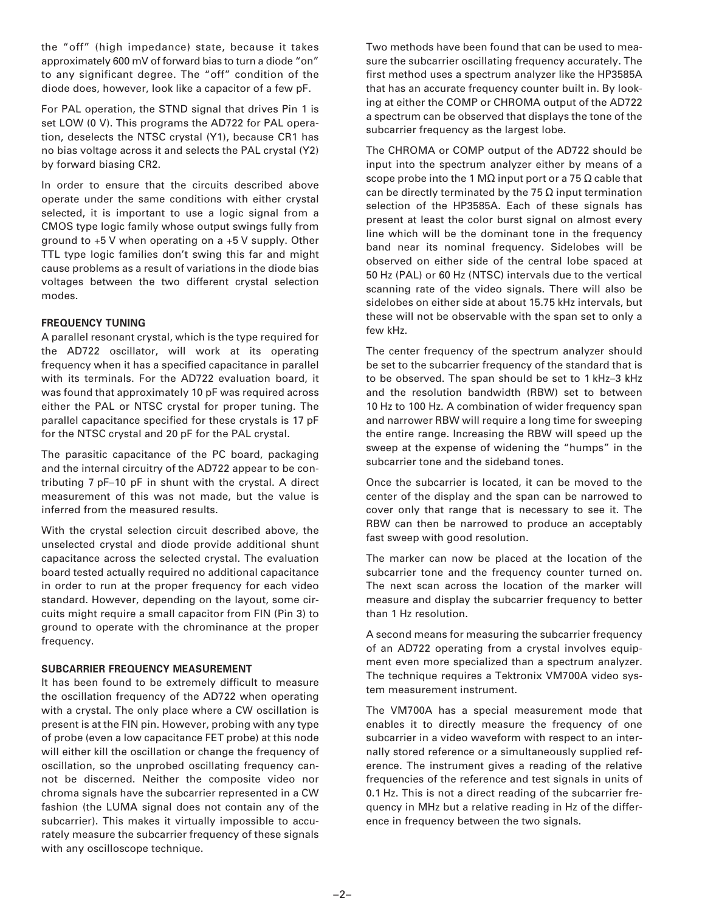the "off" (high impedance) state, because it takes approximately 600 mV of forward bias to turn a diode "on" to any significant degree. The "off" condition of the diode does, however, look like a capacitor of a few pF.

For PAL operation, the STND signal that drives Pin 1 is set LOW (0 V). This programs the AD722 for PAL operation, deselects the NTSC crystal (Y1), because CR1 has no bias voltage across it and selects the PAL crystal (Y2) by forward biasing CR2.

In order to ensure that the circuits described above operate under the same conditions with either crystal selected, it is important to use a logic signal from a CMOS type logic family whose output swings fully from ground to +5 V when operating on a +5 V supply. Other TTL type logic families don't swing this far and might cause problems as a result of variations in the diode bias voltages between the two different crystal selection modes.

**FREQUENCY TUNING**

A parallel resonant crystal, which is the type required for the AD722 oscillator, will work at its operating frequency when it has a specified capacitance in parallel with its terminals. For the AD722 evaluation board, it was found that approximately 10 pF was required across either the PAL or NTSC crystal for proper tuning. The parallel capacitance specified for these crystals is 17 pF for the NTSC crystal and 20 pF for the PAL crystal.

The parasitic capacitance of the PC board, packaging and the internal circuitry of the AD722 appear to be contributing 7 pF–10 pF in shunt with the crystal. A direct measurement of this was not made, but the value is inferred from the measured results.

With the crystal selection circuit described above, the unselected crystal and diode provide additional shunt capacitance across the selected crystal. The evaluation board tested actually required no additional capacitance in order to run at the proper frequency for each video standard. However, depending on the layout, some circuits might require a small capacitor from FIN (Pin 3) to ground to operate with the chrominance at the proper frequency.

**SUBCARRIER FREQUENCY MEASUREMENT**

It has been found to be extremely difficult to measure the oscillation frequency of the AD722 when operating with a crystal. The only place where a CW oscillation is present is at the FIN pin. However, probing with any type of probe (even a low capacitance FET probe) at this node will either kill the oscillation or change the frequency of oscillation, so the unprobed oscillating frequency cannot be discerned. Neither the composite video nor chroma signals have the subcarrier represented in a CW fashion (the LUMA signal does not contain any of the subcarrier). This makes it virtually impossible to accurately measure the subcarrier frequency of these signals with any oscilloscope technique.

Two methods have been found that can be used to measure the subcarrier oscillating frequency accurately. The first method uses a spectrum analyzer like the HP3585A that has an accurate frequency counter built in. By looking at either the COMP or CHROMA output of the AD722 a spectrum can be observed that displays the tone of the subcarrier frequency as the largest lobe.

The CHROMA or COMP output of the AD722 should be input into the spectrum analyzer either by means of a scope probe into the 1 MΩ input port or a 75 Ω cable that can be directly terminated by the 75 Ω input termination selection of the HP3585A. Each of these signals has present at least the color burst signal on almost every line which will be the dominant tone in the frequency band near its nominal frequency. Sidelobes will be observed on either side of the central lobe spaced at 50 Hz (PAL) or 60 Hz (NTSC) intervals due to the vertical scanning rate of the video signals. There will also be sidelobes on either side at about 15.75 kHz intervals, but these will not be observable with the span set to only a few kHz.

The center frequency of the spectrum analyzer should be set to the subcarrier frequency of the standard that is to be observed. The span should be set to 1 kHz–3 kHz and the resolution bandwidth (RBW) set to between 10 Hz to 100 Hz. A combination of wider frequency span and narrower RBW will require a long time for sweeping the entire range. Increasing the RBW will speed up the sweep at the expense of widening the "humps" in the subcarrier tone and the sideband tones.

Once the subcarrier is located, it can be moved to the center of the display and the span can be narrowed to cover only that range that is necessary to see it. The RBW can then be narrowed to produce an acceptably fast sweep with good resolution.

The marker can now be placed at the location of the subcarrier tone and the frequency counter turned on. The next scan across the location of the marker will measure and display the subcarrier frequency to better than 1 Hz resolution.

A second means for measuring the subcarrier frequency of an AD722 operating from a crystal involves equipment even more specialized than a spectrum analyzer. The technique requires a Tektronix VM700A video system measurement instrument.

The VM700A has a special measurement mode that enables it to directly measure the frequency of one subcarrier in a video waveform with respect to an internally stored reference or a simultaneously supplied reference. The instrument gives a reading of the relative frequencies of the reference and test signals in units of 0.1 Hz. This is not a direct reading of the subcarrier frequency in MHz but a relative reading in Hz of the difference in frequency between the two signals.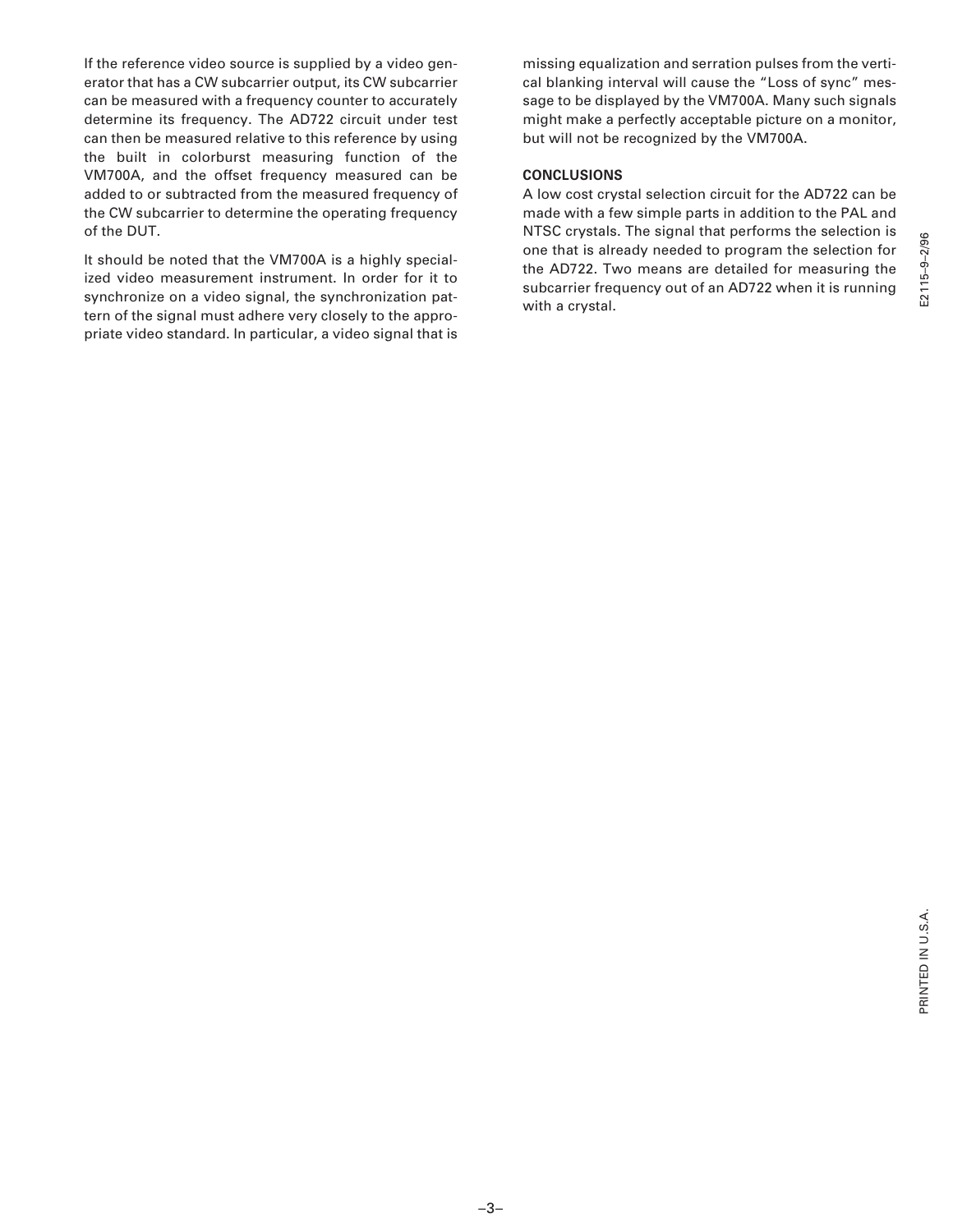If the reference video source is supplied by a video generator that has a CW subcarrier output, its CW subcarrier can be measured with a frequency counter to accurately determine its frequency. The AD722 circuit under test can then be measured relative to this reference by using the built in colorburst measuring function of the VM700A, and the offset frequency measured can be added to or subtracted from the measured frequency of the CW subcarrier to determine the operating frequency of the DUT.

It should be noted that the VM700A is a highly specialized video measurement instrument. In order for it to synchronize on a video signal, the synchronization pattern of the signal must adhere very closely to the appropriate video standard. In particular, a video signal that is missing equalization and serration pulses from the vertical blanking interval will cause the "Loss of sync" message to be displayed by the VM700A. Many such signals might make a perfectly acceptable picture on a monitor, but will not be recognized by the VM700A.

**CONCLUSIONS**

A low cost crystal selection circuit for the AD722 can be made with a few simple parts in addition to the PAL and NTSC crystals. The signal that performs the selection is one that is already needed to program the selection for the AD722. Two means are detailed for measuring the subcarrier frequency out of an AD722 when it is running with a crystal.

E2115–9–2/96

PRINTED IN U.S.A.